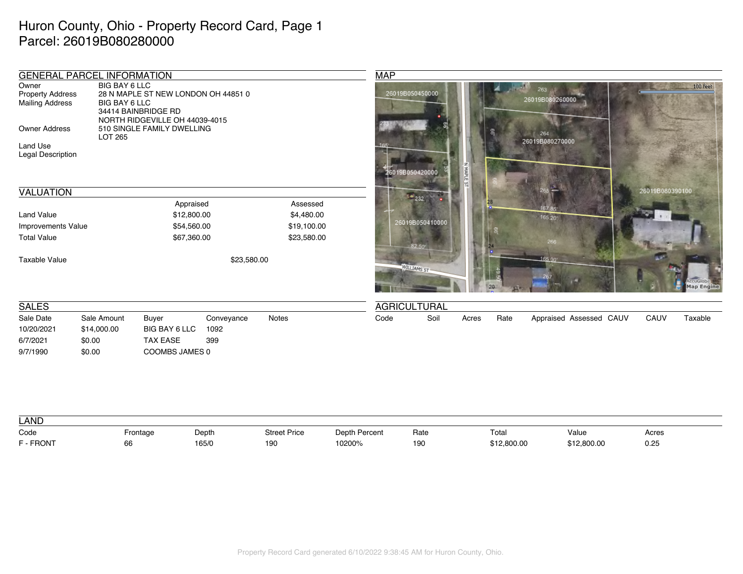# Huron County, Ohio - Property Record Card, Page 1
# Parcel: 26019B080280000

## GENERAL PARCEL INFORMATION

| | |
|---|---|
| Owner | BIG BAY 6 LLC |
| Property Address | 28 N MAPLE ST NEW LONDON OH 44851 0 |
| Mailing Address | BIG BAY 6 LLC<br>34414 BAINBRIDGE RD<br>NORTH RIDGEVILLE OH 44039-4015 |
| Owner Address | 510 SINGLE FAMILY DWELLING<br>LOT 265 |
| Land Use | |
| Legal Description | |

## MAP

## VALUATION

| | Appraised | Assessed |
|---|---|---|
| Land Value | $12,800.00 | $4,480.00 |
| Improvements Value | $54,560.00 | $19,100.00 |
| Total Value | $67,360.00 | $23,580.00 |

Taxable Value $23,580.00

## SALES

| Sale Date | Sale Amount | Buyer | Conveyance | Notes |
|---|---|---|---|---|
| 10/20/2021 | $14,000.00 | BIG BAY 6 LLC | 1092 | |
| 6/7/2021 | $0.00 | TAX EASE | 399 | |
| 9/7/1990 | $0.00 | COOMBS JAMES | 0 | |

## AGRICULTURAL

| Code | Soil | Acres | Rate | Appraised | Assessed | CAUV | CAUV | Taxable |
|---|---|---|---|---|---|---|---|---|

## LAND

| Code | Frontage | Depth | Street Price | Depth Percent | Rate | Total | Value | Acres |
|---|---|---|---|---|---|---|---|---|
| F - FRONT | 66 | 165/0 | 190 | 10200% | 190 | $12,800.00 | $12,800.00 | 0.25 |

Property Record Card generated 6/10/2022 9:38:45 AM for Huron County, Ohio.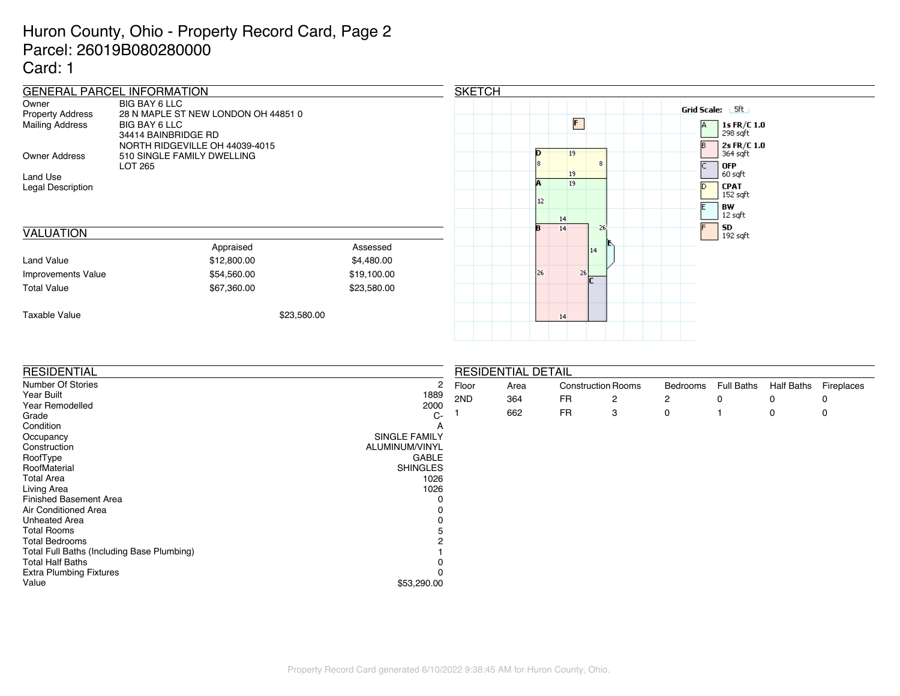# Huron County, Ohio - Property Record Card, Page 2
# Parcel: 26019B080280000
# Card: 1

## GENERAL PARCEL INFORMATION

| | |
|---|---|
| Owner | BIG BAY 6 LLC |
| Property Address | 28 N MAPLE ST NEW LONDON OH 44851 0 |
| Mailing Address | BIG BAY 6 LLC<br>34414 BAINBRIDGE RD<br>NORTH RIDGEVILLE OH 44039-4015 |
| Owner Address | 510 SINGLE FAMILY DWELLING<br>LOT 265 |
| Land Use | |
| Legal Description | |

## SKETCH

Grid Scale: 5ft

A 1s FR/C 1.0 298 sqft

B 2s FR/C 1.0 364 sqft

C OFP 60 sqft

D CPAT 152 sqft

E BW 12 sqft

F SD 192 sqft

F

D 19 8 8 19

A 19 12 14

B 14 26 14 26 26 14

E

C

## VALUATION

| | Appraised | Assessed |
|---|---|---|
| Land Value | $12,800.00 | $4,480.00 |
| Improvements Value | $54,560.00 | $19,100.00 |
| Total Value | $67,360.00 | $23,580.00 |

Taxable Value $23,580.00

## RESIDENTIAL

| | |
|---|---|
| Number Of Stories | 2 |
| Year Built | 1889 |
| Year Remodelled | 2000 |
| Grade | C- |
| Condition | A |
| Occupancy | SINGLE FAMILY |
| Construction | ALUMINUM/VINYL |
| RoofType | GABLE |
| RoofMaterial | SHINGLES |
| Total Area | 1026 |
| Living Area | 1026 |
| Finished Basement Area | 0 |
| Air Conditioned Area | 0 |
| Unheated Area | 0 |
| Total Rooms | 5 |
| Total Bedrooms | 2 |
| Total Full Baths (Including Base Plumbing) | 1 |
| Total Half Baths | 0 |
| Extra Plumbing Fixtures | 0 |
| Value | $53,290.00 |

## RESIDENTIAL DETAIL

| Floor | Area | Construction | Rooms | Bedrooms | Full Baths | Half Baths | Fireplaces |
|---|---|---|---|---|---|---|---|
| 2ND | 364 | FR | 2 | 2 | 0 | 0 | 0 |
| 1 | 662 | FR | 3 | 0 | 1 | 0 | 0 |